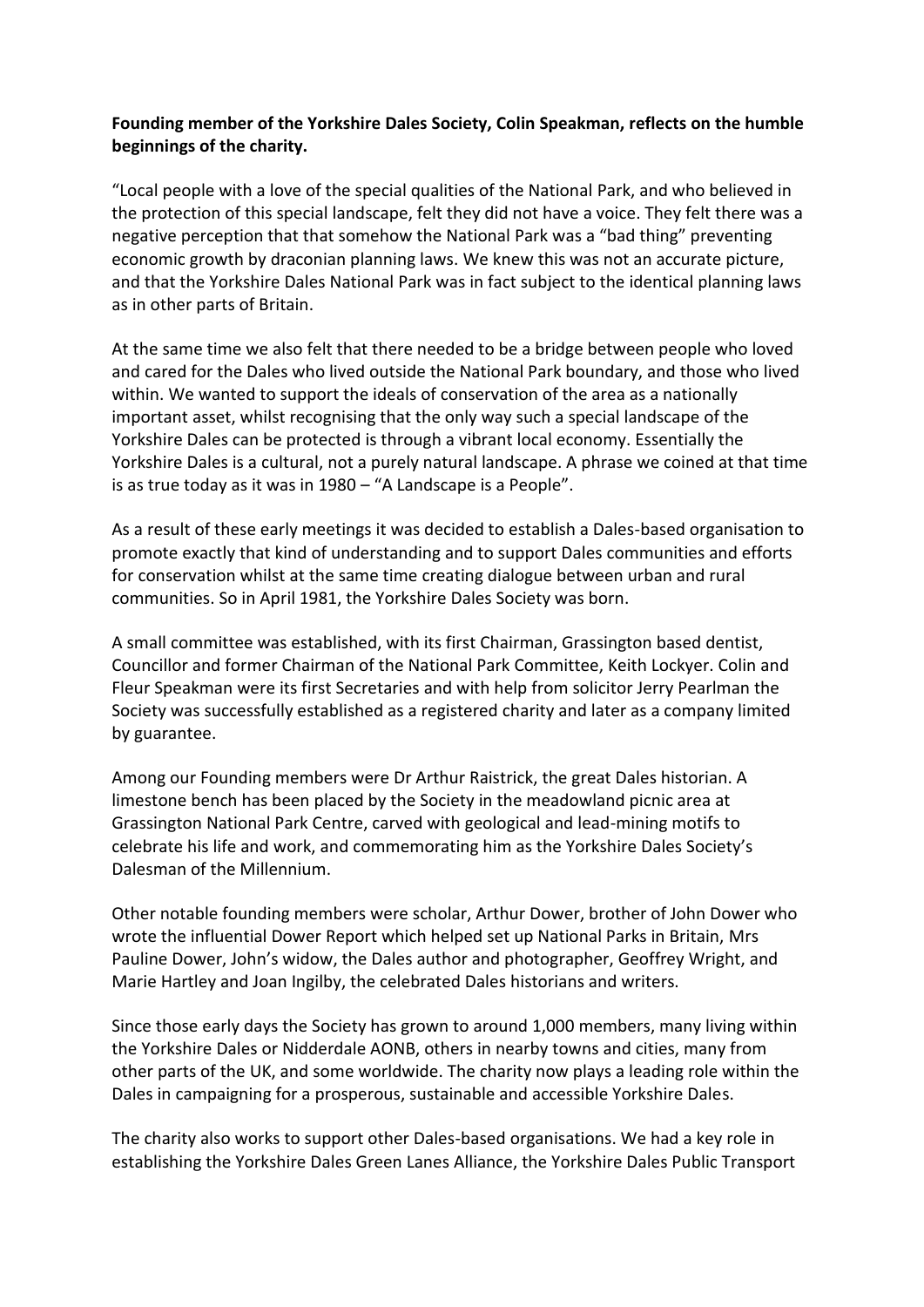**Founding member of the Yorkshire Dales Society, Colin Speakman, reflects on the humble beginnings of the charity.**

"Local people with a love of the special qualities of the National Park, and who believed in the protection of this special landscape, felt they did not have a voice. They felt there was a negative perception that that somehow the National Park was a "bad thing" preventing economic growth by draconian planning laws. We knew this was not an accurate picture, and that the Yorkshire Dales National Park was in fact subject to the identical planning laws as in other parts of Britain.

At the same time we also felt that there needed to be a bridge between people who loved and cared for the Dales who lived outside the National Park boundary, and those who lived within. We wanted to support the ideals of conservation of the area as a nationally important asset, whilst recognising that the only way such a special landscape of the Yorkshire Dales can be protected is through a vibrant local economy. Essentially the Yorkshire Dales is a cultural, not a purely natural landscape. A phrase we coined at that time is as true today as it was in 1980 – "A Landscape is a People".

As a result of these early meetings it was decided to establish a Dales-based organisation to promote exactly that kind of understanding and to support Dales communities and efforts for conservation whilst at the same time creating dialogue between urban and rural communities. So in April 1981, the Yorkshire Dales Society was born.

A small committee was established, with its first Chairman, Grassington based dentist, Councillor and former Chairman of the National Park Committee, Keith Lockyer. Colin and Fleur Speakman were its first Secretaries and with help from solicitor Jerry Pearlman the Society was successfully established as a registered charity and later as a company limited by guarantee.

Among our Founding members were Dr Arthur Raistrick, the great Dales historian. A limestone bench has been placed by the Society in the meadowland picnic area at Grassington National Park Centre, carved with geological and lead-mining motifs to celebrate his life and work, and commemorating him as the Yorkshire Dales Society's Dalesman of the Millennium.

Other notable founding members were scholar, Arthur Dower, brother of John Dower who wrote the influential Dower Report which helped set up National Parks in Britain, Mrs Pauline Dower, John's widow, the Dales author and photographer, Geoffrey Wright, and Marie Hartley and Joan Ingilby, the celebrated Dales historians and writers.

Since those early days the Society has grown to around 1,000 members, many living within the Yorkshire Dales or Nidderdale AONB, others in nearby towns and cities, many from other parts of the UK, and some worldwide. The charity now plays a leading role within the Dales in campaigning for a prosperous, sustainable and accessible Yorkshire Dales.

The charity also works to support other Dales-based organisations. We had a key role in establishing the Yorkshire Dales Green Lanes Alliance, the Yorkshire Dales Public Transport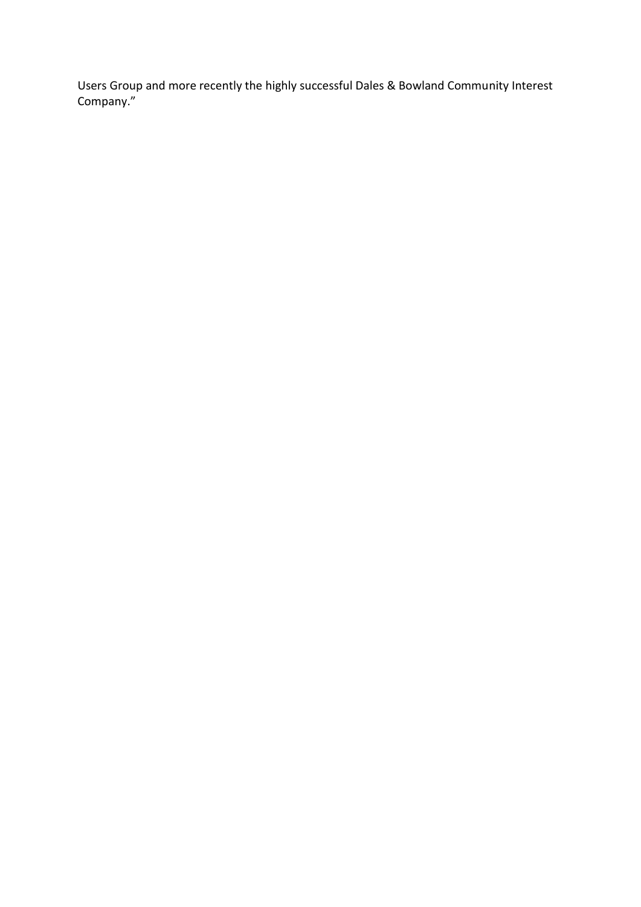Users Group and more recently the highly successful Dales & Bowland Community Interest Company."